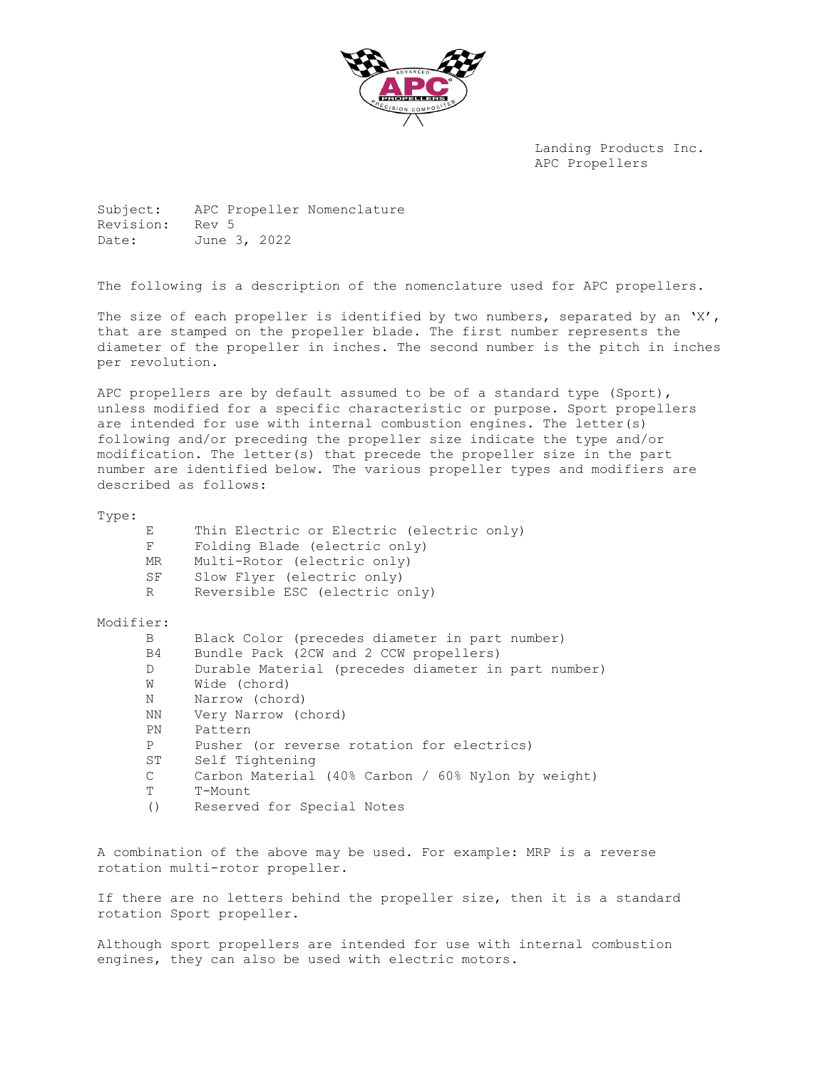Landing Products Inc.
APC Propellers

Subject: APC Propeller Nomenclature
Revision: Rev 5
Date: June 3, 2022

The following is a description of the nomenclature used for APC propellers.

The size of each propeller is identified by two numbers, separated by an 'X', that are stamped on the propeller blade. The first number represents the diameter of the propeller in inches. The second number is the pitch in inches per revolution.

APC propellers are by default assumed to be of a standard type (Sport), unless modified for a specific characteristic or purpose. Sport propellers are intended for use with internal combustion engines. The letter(s) following and/or preceding the propeller size indicate the type and/or modification. The letter(s) that precede the propeller size in the part number are identified below. The various propeller types and modifiers are described as follows:

Type:

| | |
|---|---|
| E | Thin Electric or Electric (electric only) |
| F | Folding Blade (electric only) |
| MR | Multi-Rotor (electric only) |
| SF | Slow Flyer (electric only) |
| R | Reversible ESC (electric only) |

Modifier:

| | |
|---|---|
| B | Black Color (precedes diameter in part number) |
| B4 | Bundle Pack (2CW and 2 CCW propellers) |
| D | Durable Material (precedes diameter in part number) |
| W | Wide (chord) |
| N | Narrow (chord) |
| NN | Very Narrow (chord) |
| PN | Pattern |
| P | Pusher (or reverse rotation for electrics) |
| ST | Self Tightening |
| C | Carbon Material (40% Carbon / 60% Nylon by weight) |
| T | T-Mount |
| () | Reserved for Special Notes |

A combination of the above may be used. For example: MRP is a reverse rotation multi-rotor propeller.

If there are no letters behind the propeller size, then it is a standard rotation Sport propeller.

Although sport propellers are intended for use with internal combustion engines, they can also be used with electric motors.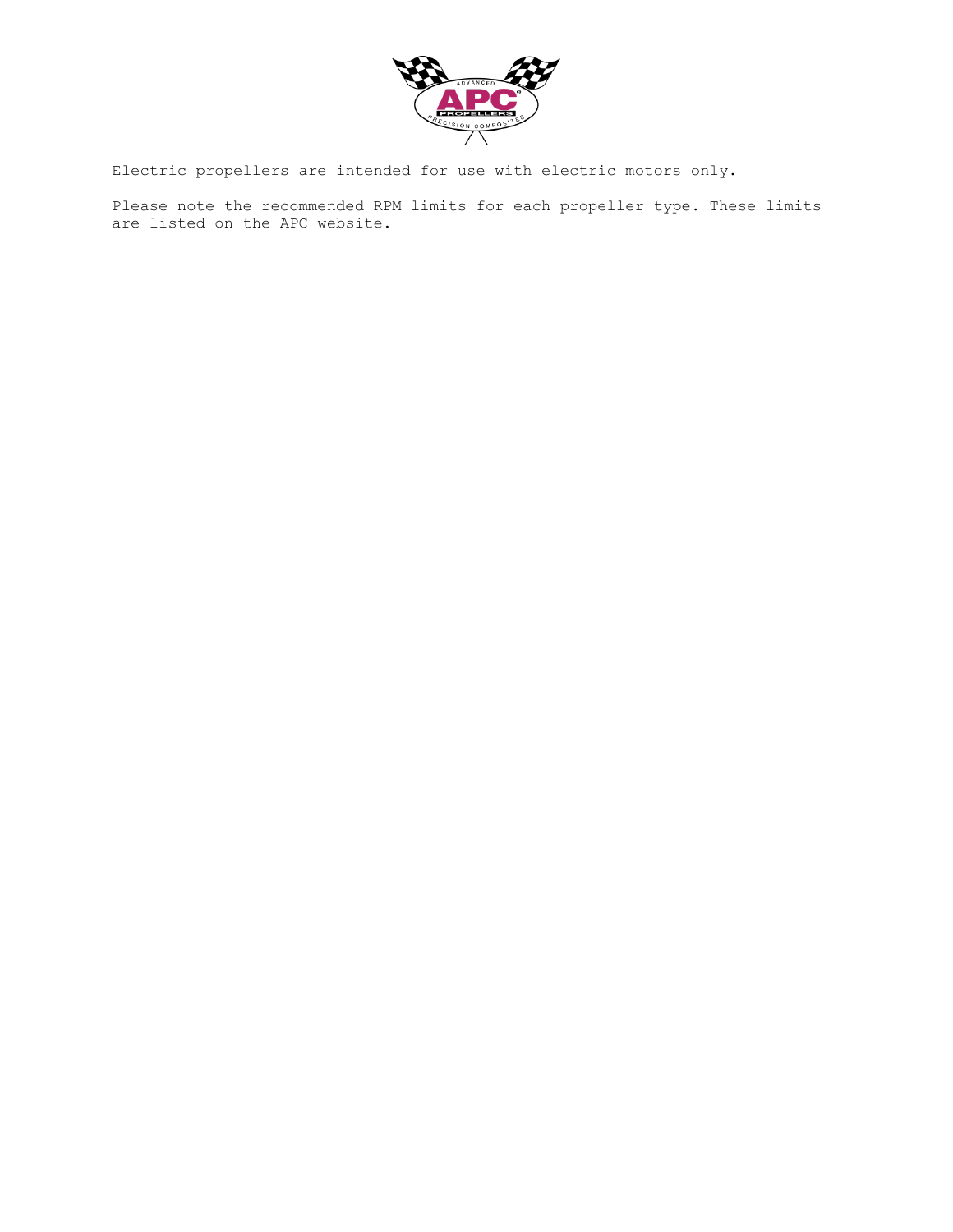Electric propellers are intended for use with electric motors only.

Please note the recommended RPM limits for each propeller type. These limits are listed on the APC website.